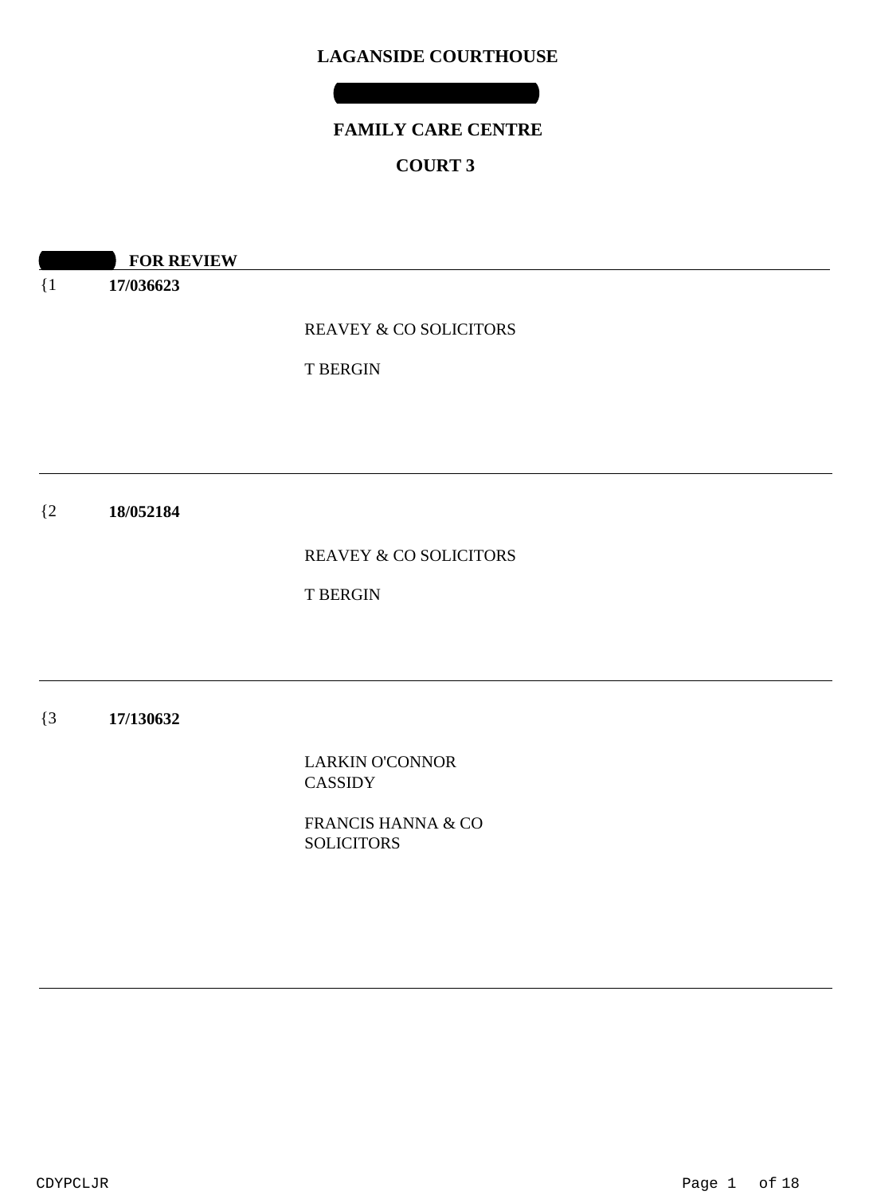# LAGANSIDE COURTHOUSE

## FAMILY CARE CENTRE

## COURT 3

**FOR REVIEW**

---

{1 **17/036623**

REAVEY & CO SOLICITORS

T BERGIN

---

{2 **18/052184**

REAVEY & CO SOLICITORS

T BERGIN

---

{3 **17/130632**

LARKIN O'CONNOR CASSIDY

FRANCIS HANNA & CO SOLICITORS

---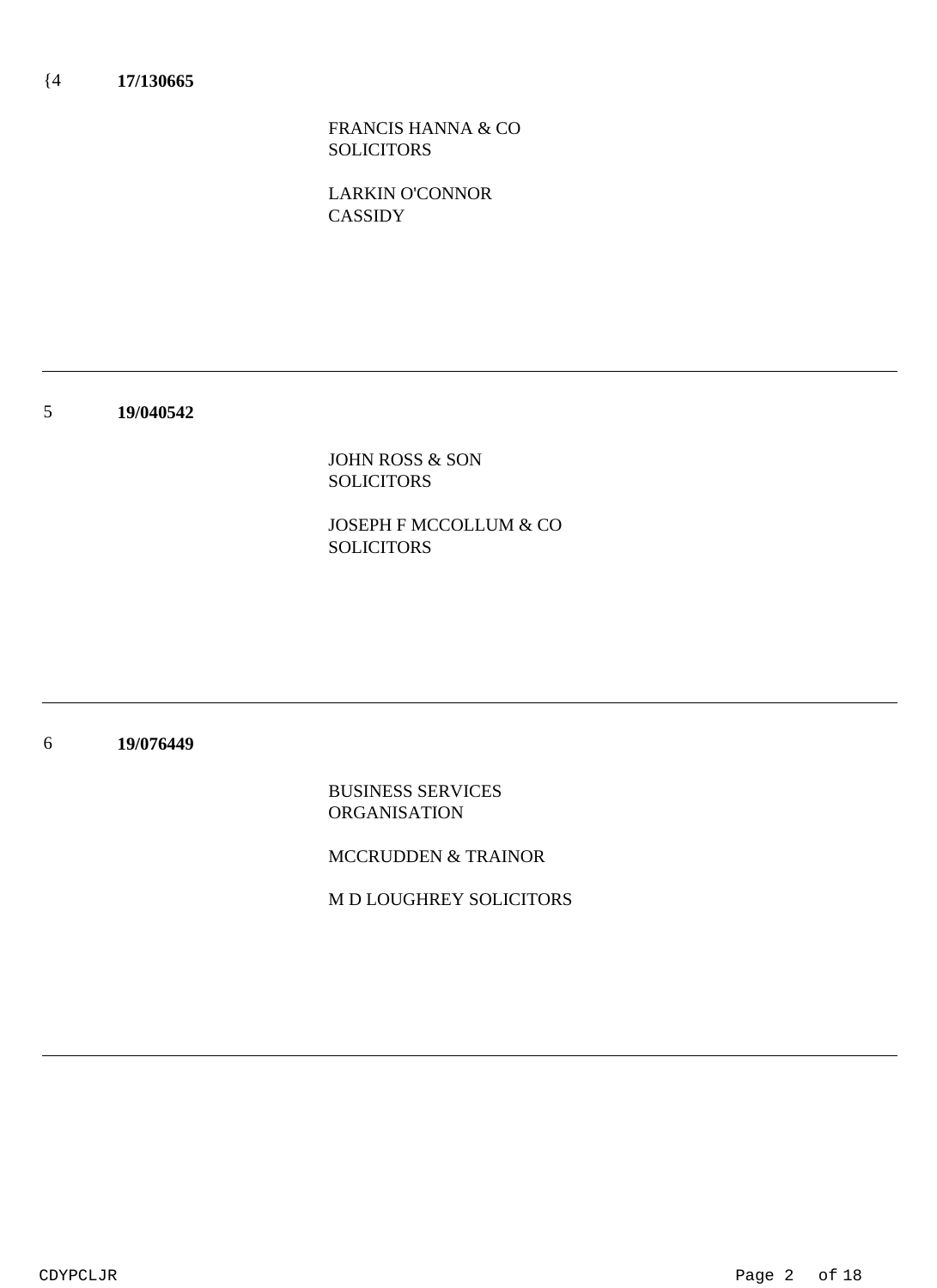{4 **17/130665**

FRANCIS HANNA & CO
SOLICITORS

LARKIN O'CONNOR
CASSIDY

---

5 **19/040542**

JOHN ROSS & SON
SOLICITORS

JOSEPH F MCCOLLUM & CO
SOLICITORS

---

6 **19/076449**

BUSINESS SERVICES
ORGANISATION

MCCRUDDEN & TRAINOR

M D LOUGHREY SOLICITORS

---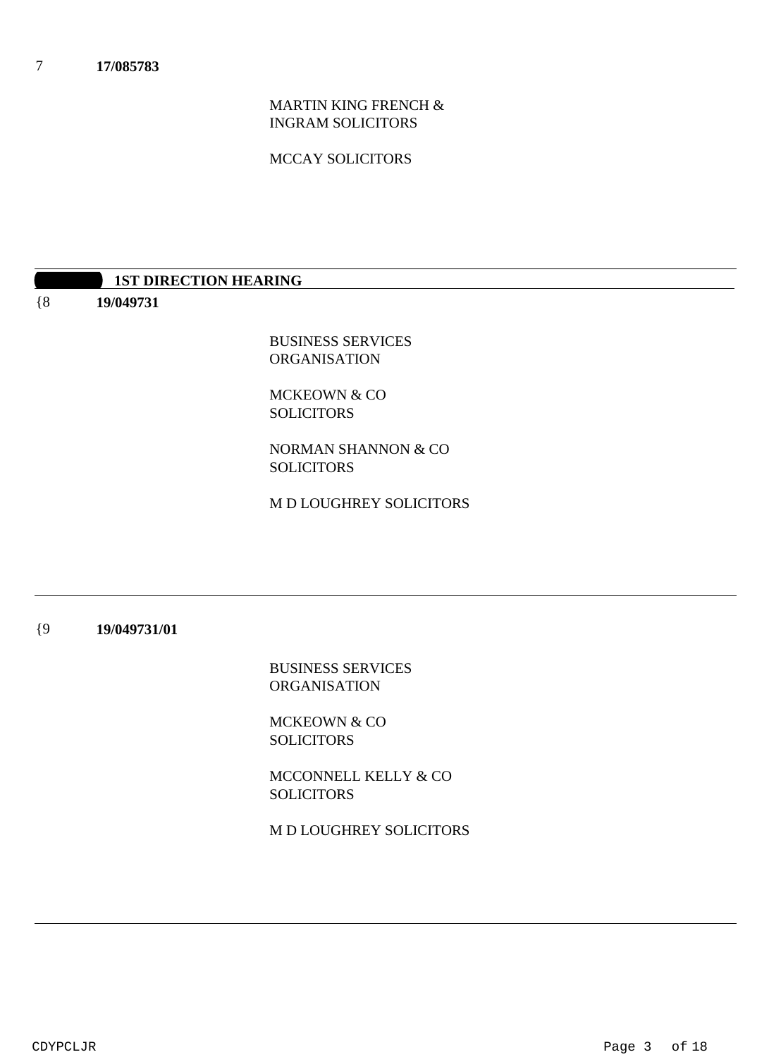7 **17/085783**

MARTIN KING FRENCH & INGRAM SOLICITORS

MCCAY SOLICITORS

---

## 1ST DIRECTION HEARING

{8 **19/049731**

BUSINESS SERVICES ORGANISATION

MCKEOWN & CO SOLICITORS

NORMAN SHANNON & CO SOLICITORS

M D LOUGHREY SOLICITORS

---

{9 **19/049731/01**

BUSINESS SERVICES ORGANISATION

MCKEOWN & CO SOLICITORS

MCCONNELL KELLY & CO SOLICITORS

M D LOUGHREY SOLICITORS

---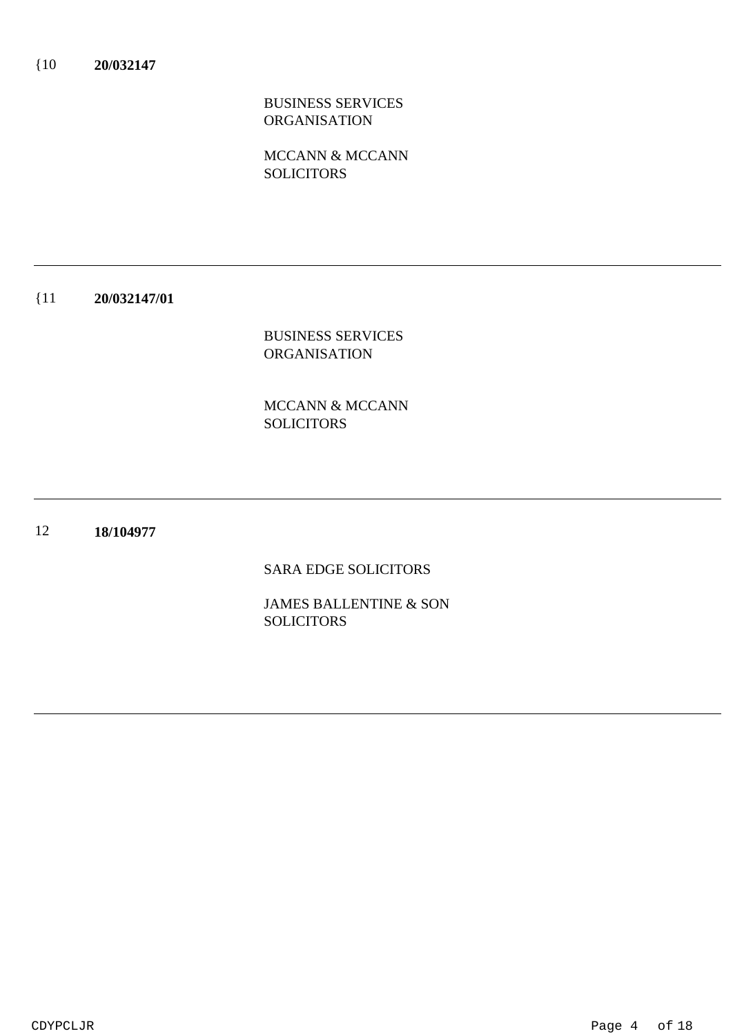{10 **20/032147**

BUSINESS SERVICES ORGANISATION

MCCANN & MCCANN SOLICITORS

---

{11 **20/032147/01**

BUSINESS SERVICES ORGANISATION

MCCANN & MCCANN SOLICITORS

---

12 **18/104977**

SARA EDGE SOLICITORS

JAMES BALLENTINE & SON SOLICITORS

---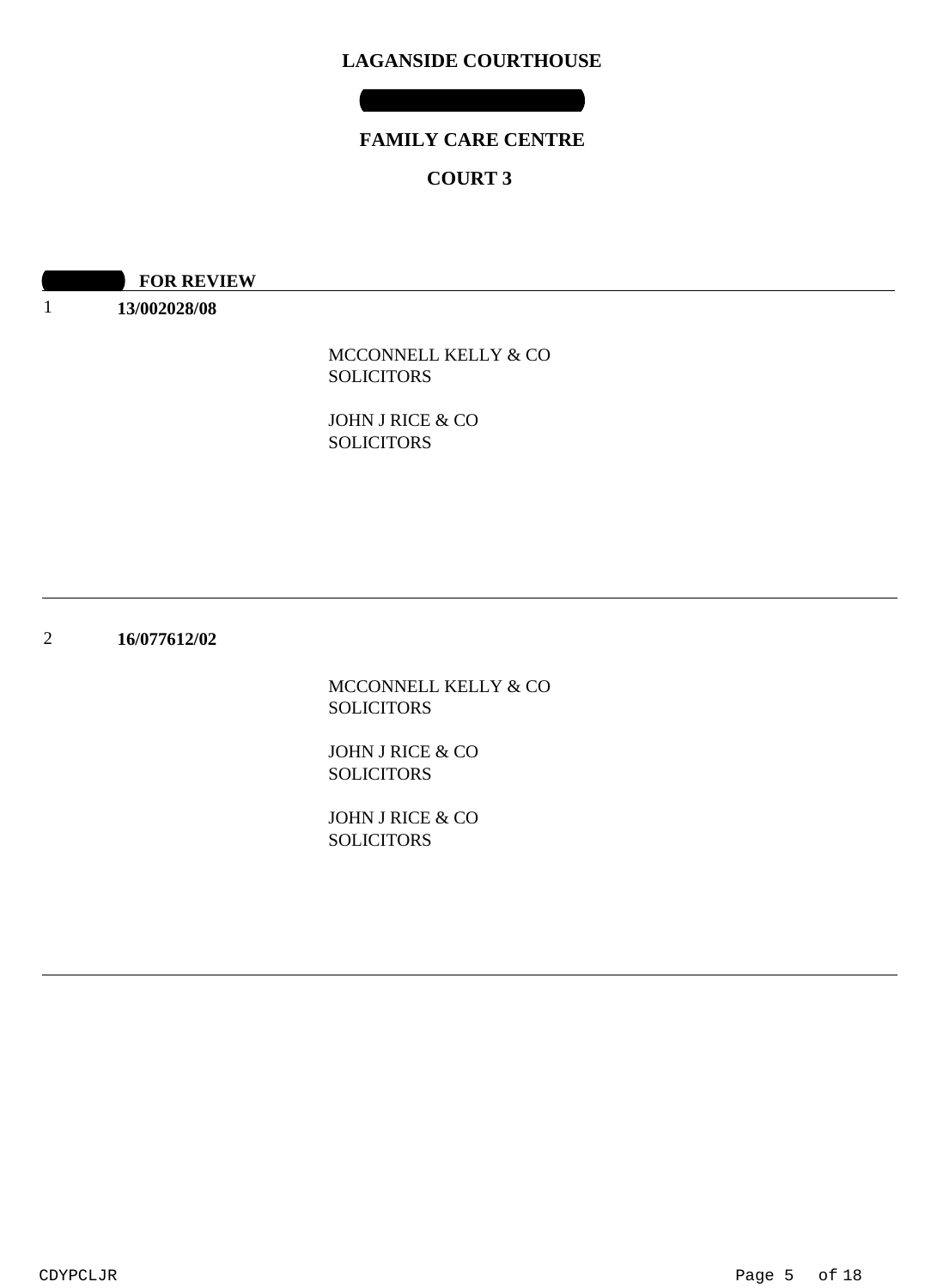# LAGANSIDE COURTHOUSE

## FAMILY CARE CENTRE

## COURT 3

**FOR REVIEW**

1 **13/002028/08**

MCCONNELL KELLY & CO
SOLICITORS

JOHN J RICE & CO
SOLICITORS

---

2 **16/077612/02**

MCCONNELL KELLY & CO
SOLICITORS

JOHN J RICE & CO
SOLICITORS

JOHN J RICE & CO
SOLICITORS

---

CDYPCLJR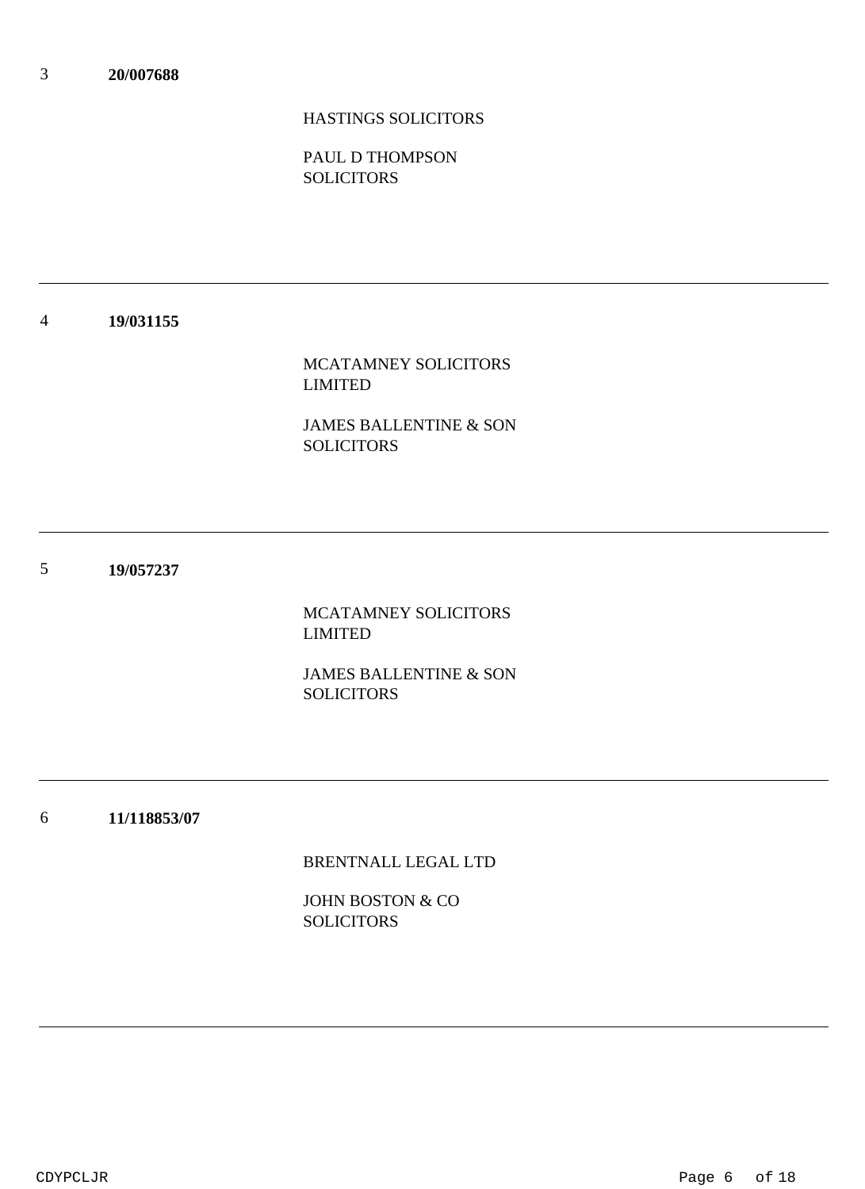3 **20/007688**

HASTINGS SOLICITORS

PAUL D THOMPSON SOLICITORS

---

4 **19/031155**

MCATAMNEY SOLICITORS LIMITED

JAMES BALLENTINE & SON SOLICITORS

---

5 **19/057237**

MCATAMNEY SOLICITORS LIMITED

JAMES BALLENTINE & SON SOLICITORS

---

6 **11/118853/07**

BRENTNALL LEGAL LTD

JOHN BOSTON & CO SOLICITORS

---

CDYPCLJR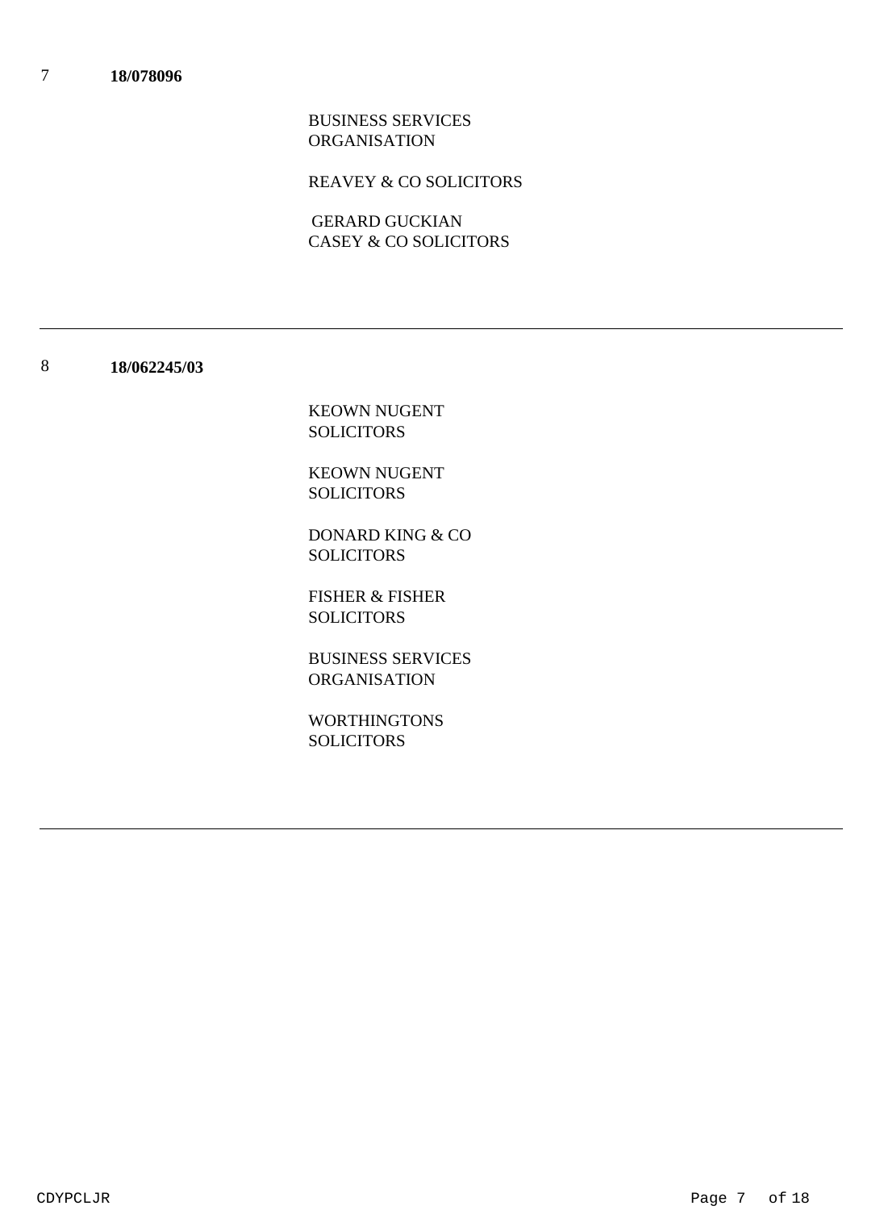7 **18/078096**

BUSINESS SERVICES ORGANISATION

REAVEY & CO SOLICITORS

GERARD GUCKIAN
CASEY & CO SOLICITORS

---

8 **18/062245/03**

KEOWN NUGENT SOLICITORS

KEOWN NUGENT SOLICITORS

DONARD KING & CO SOLICITORS

FISHER & FISHER SOLICITORS

BUSINESS SERVICES ORGANISATION

WORTHINGTONS SOLICITORS

---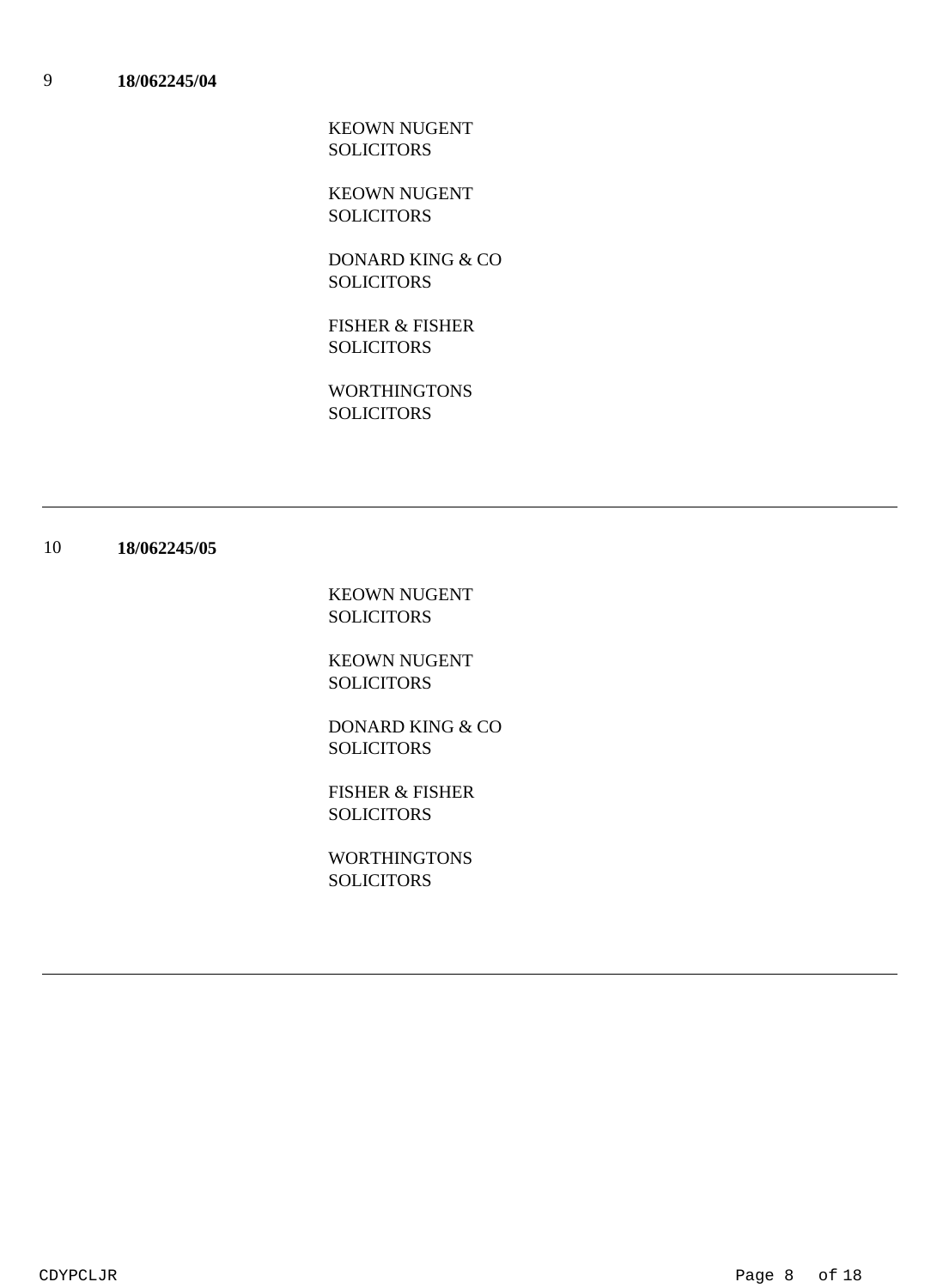9 **18/062245/04**

KEOWN NUGENT SOLICITORS

KEOWN NUGENT SOLICITORS

DONARD KING & CO SOLICITORS

FISHER & FISHER SOLICITORS

WORTHINGTONS SOLICITORS

---

10 **18/062245/05**

KEOWN NUGENT SOLICITORS

KEOWN NUGENT SOLICITORS

DONARD KING & CO SOLICITORS

FISHER & FISHER SOLICITORS

WORTHINGTONS SOLICITORS

---

CDYPCLJR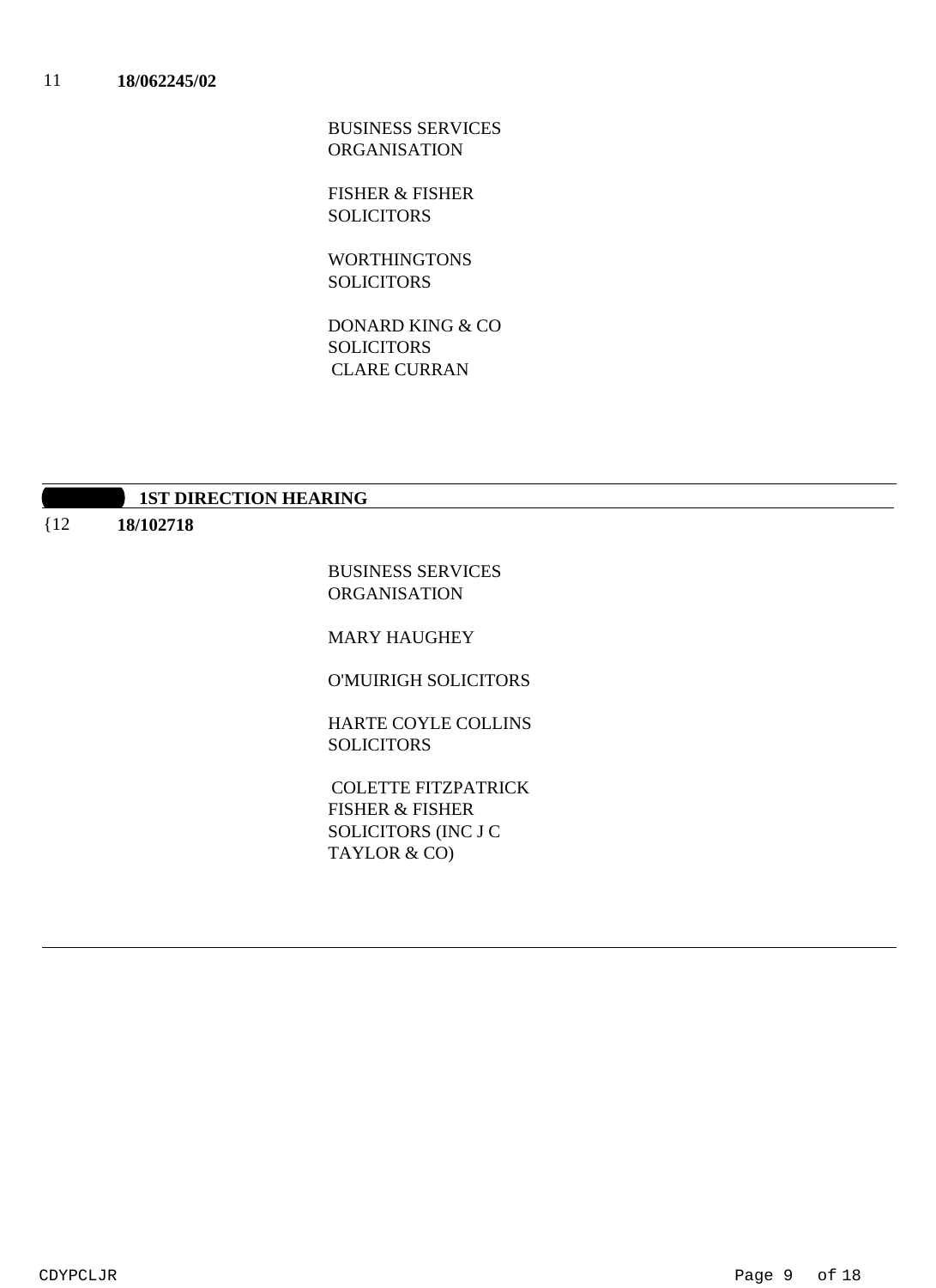11 **18/062245/02**

BUSINESS SERVICES ORGANISATION

FISHER & FISHER SOLICITORS

WORTHINGTONS SOLICITORS

DONARD KING & CO SOLICITORS
CLARE CURRAN

---

**1ST DIRECTION HEARING**

{12 **18/102718**

BUSINESS SERVICES ORGANISATION

MARY HAUGHEY

O'MUIRIGH SOLICITORS

HARTE COYLE COLLINS SOLICITORS

COLETTE FITZPATRICK
FISHER & FISHER SOLICITORS (INC J C TAYLOR & CO)

---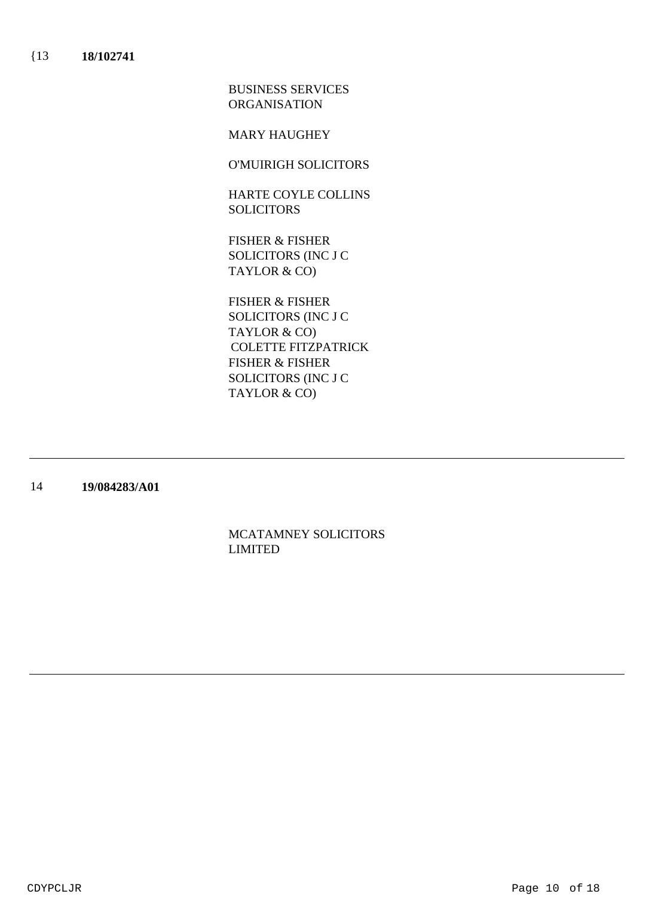{13 **18/102741**

BUSINESS SERVICES ORGANISATION

MARY HAUGHEY

O'MUIRIGH SOLICITORS

HARTE COYLE COLLINS SOLICITORS

FISHER & FISHER SOLICITORS (INC J C TAYLOR & CO)

FISHER & FISHER SOLICITORS (INC J C TAYLOR & CO)
COLETTE FITZPATRICK
FISHER & FISHER SOLICITORS (INC J C TAYLOR & CO)

---

14 **19/084283/A01**

MCATAMNEY SOLICITORS LIMITED

---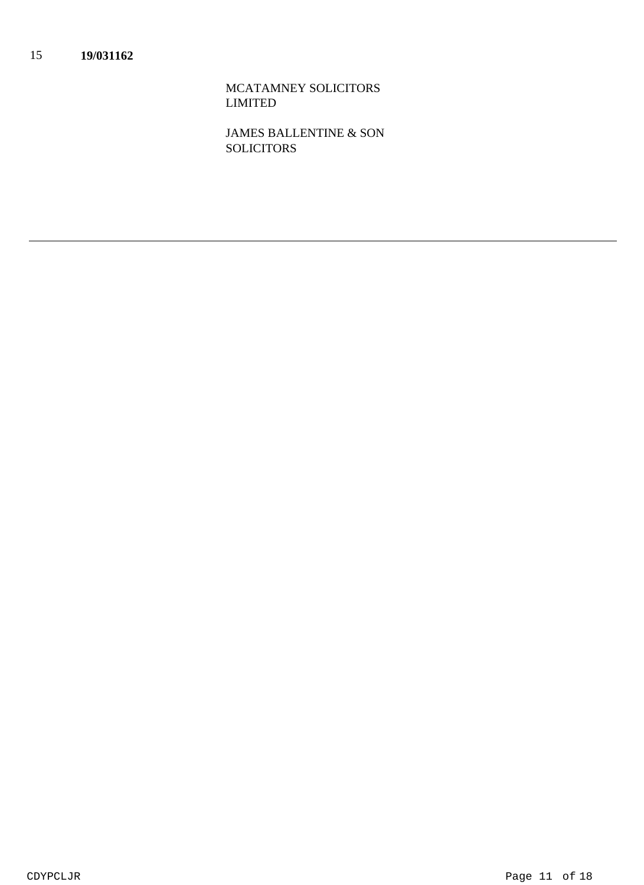15 **19/031162**

MCATAMNEY SOLICITORS
LIMITED

JAMES BALLENTINE & SON
SOLICITORS

---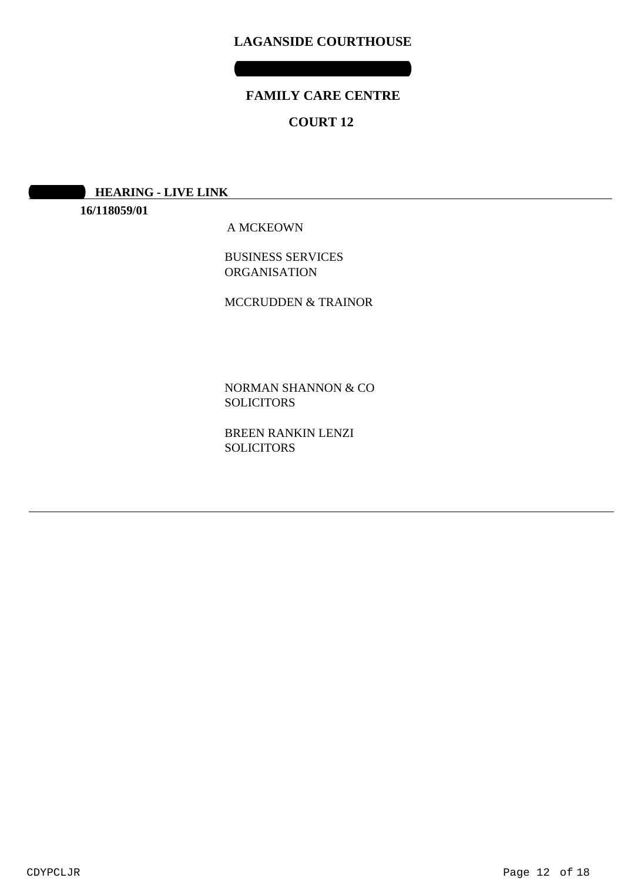# LAGANSIDE COURTHOUSE

## FAMILY CARE CENTRE

## COURT 12

**HEARING - LIVE LINK**

**16/118059/01**

A MCKEOWN

BUSINESS SERVICES ORGANISATION

MCCRUDDEN & TRAINOR

NORMAN SHANNON & CO SOLICITORS

BREEN RANKIN LENZI SOLICITORS

CDYPCLJR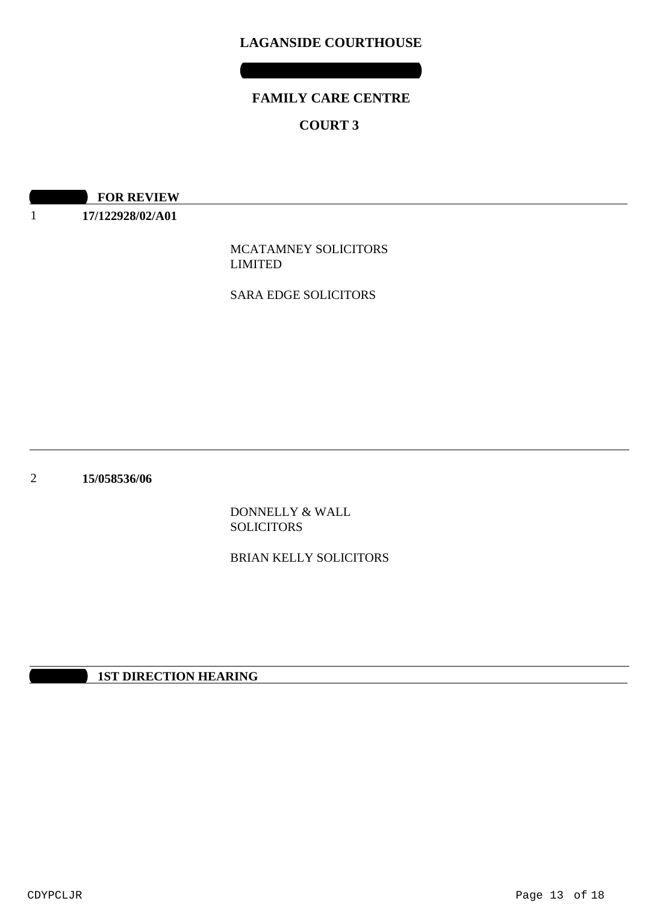# LAGANSIDE COURTHOUSE

## FAMILY CARE CENTRE

## COURT 3

**FOR REVIEW**

1 **17/122928/02/A01**

MCATAMNEY SOLICITORS LIMITED

SARA EDGE SOLICITORS

---

2 **15/058536/06**

DONNELLY & WALL SOLICITORS

BRIAN KELLY SOLICITORS

**1ST DIRECTION HEARING**

CDYPCLJR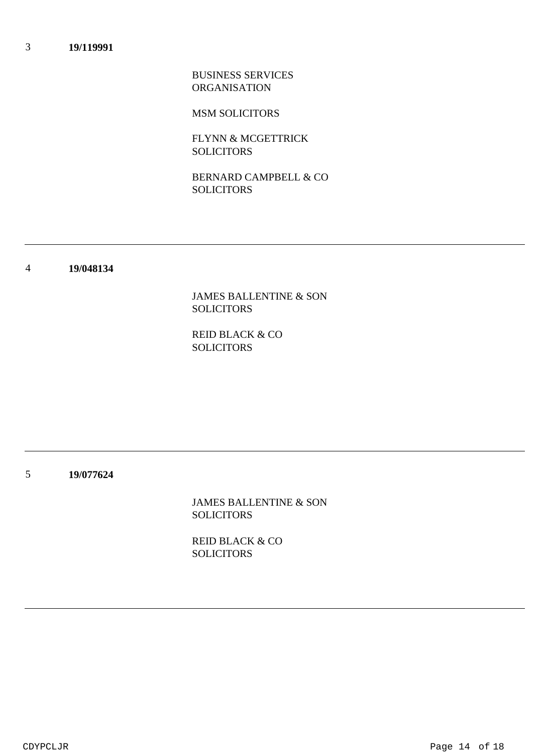3 **19/119991**

BUSINESS SERVICES ORGANISATION

MSM SOLICITORS

FLYNN & MCGETTRICK SOLICITORS

BERNARD CAMPBELL & CO SOLICITORS

---

4 **19/048134**

JAMES BALLENTINE & SON SOLICITORS

REID BLACK & CO SOLICITORS

---

5 **19/077624**

JAMES BALLENTINE & SON SOLICITORS

REID BLACK & CO SOLICITORS

---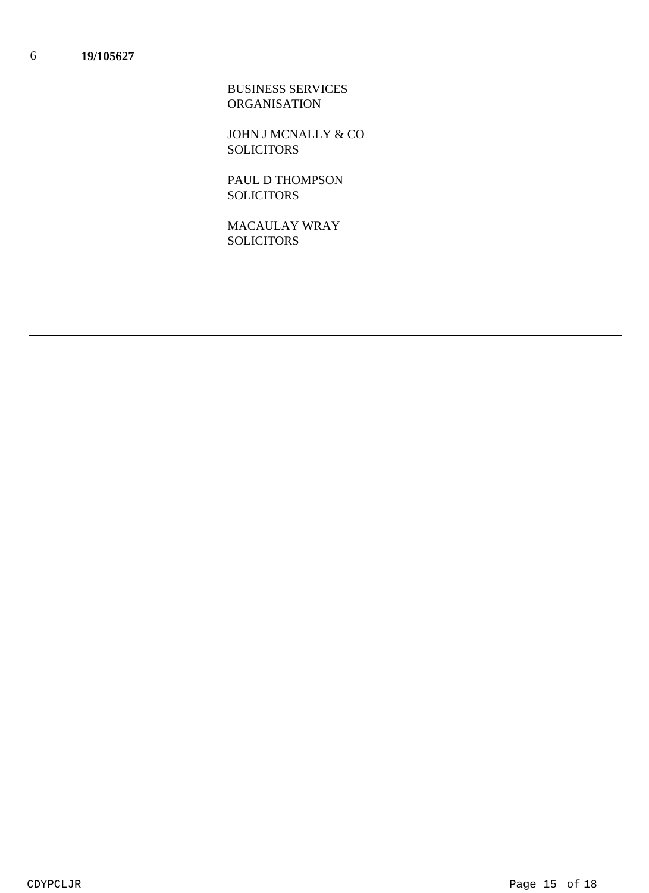6 **19/105627**

BUSINESS SERVICES
ORGANISATION

JOHN J MCNALLY & CO
SOLICITORS

PAUL D THOMPSON
SOLICITORS

MACAULAY WRAY
SOLICITORS

---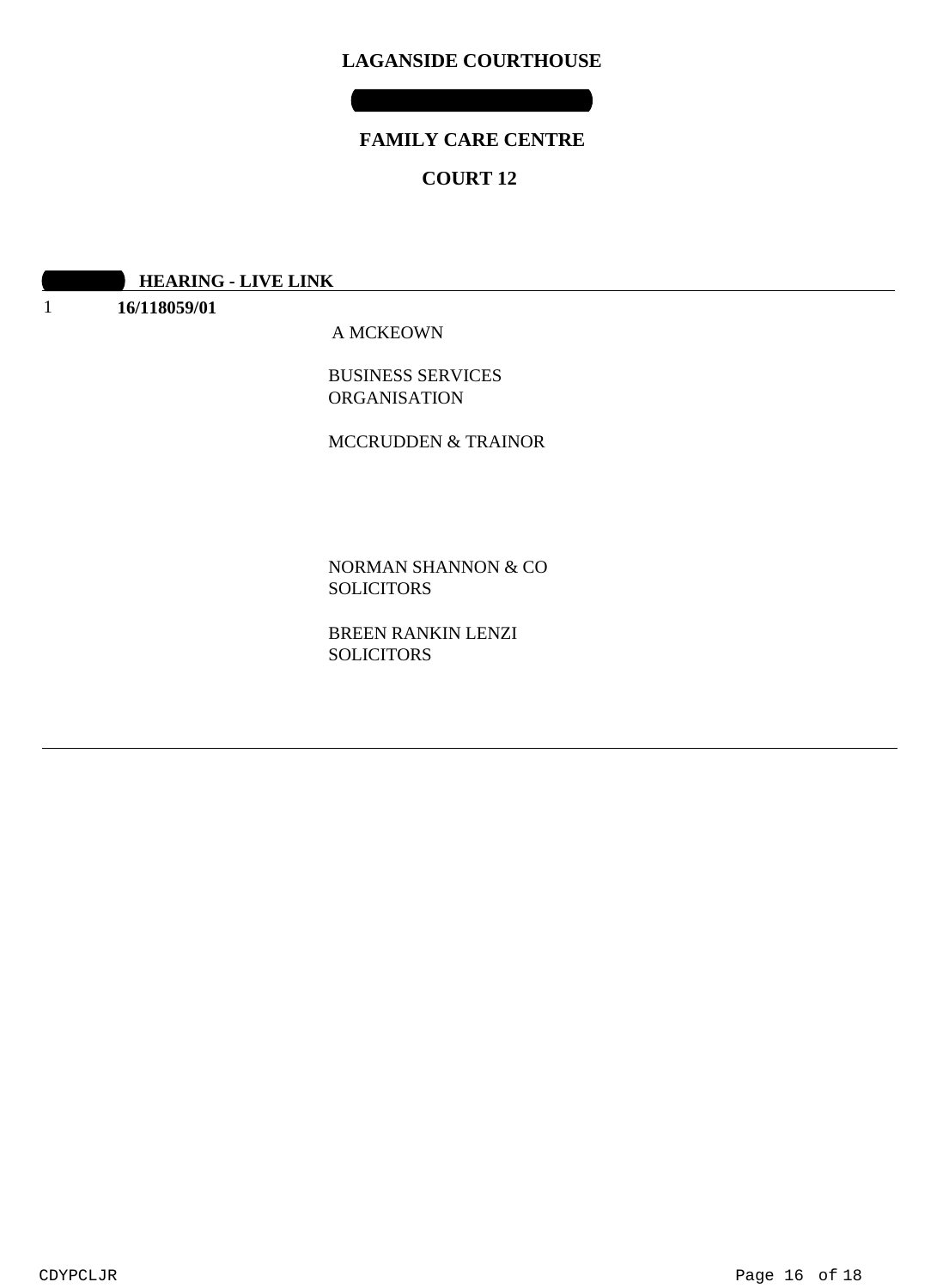**LAGANSIDE COURTHOUSE**

**FAMILY CARE CENTRE**

**COURT 12**

**HEARING - LIVE LINK**

1 **16/118059/01**

A MCKEOWN

BUSINESS SERVICES ORGANISATION

MCCRUDDEN & TRAINOR

NORMAN SHANNON & CO SOLICITORS

BREEN RANKIN LENZI SOLICITORS

CDYPCLJR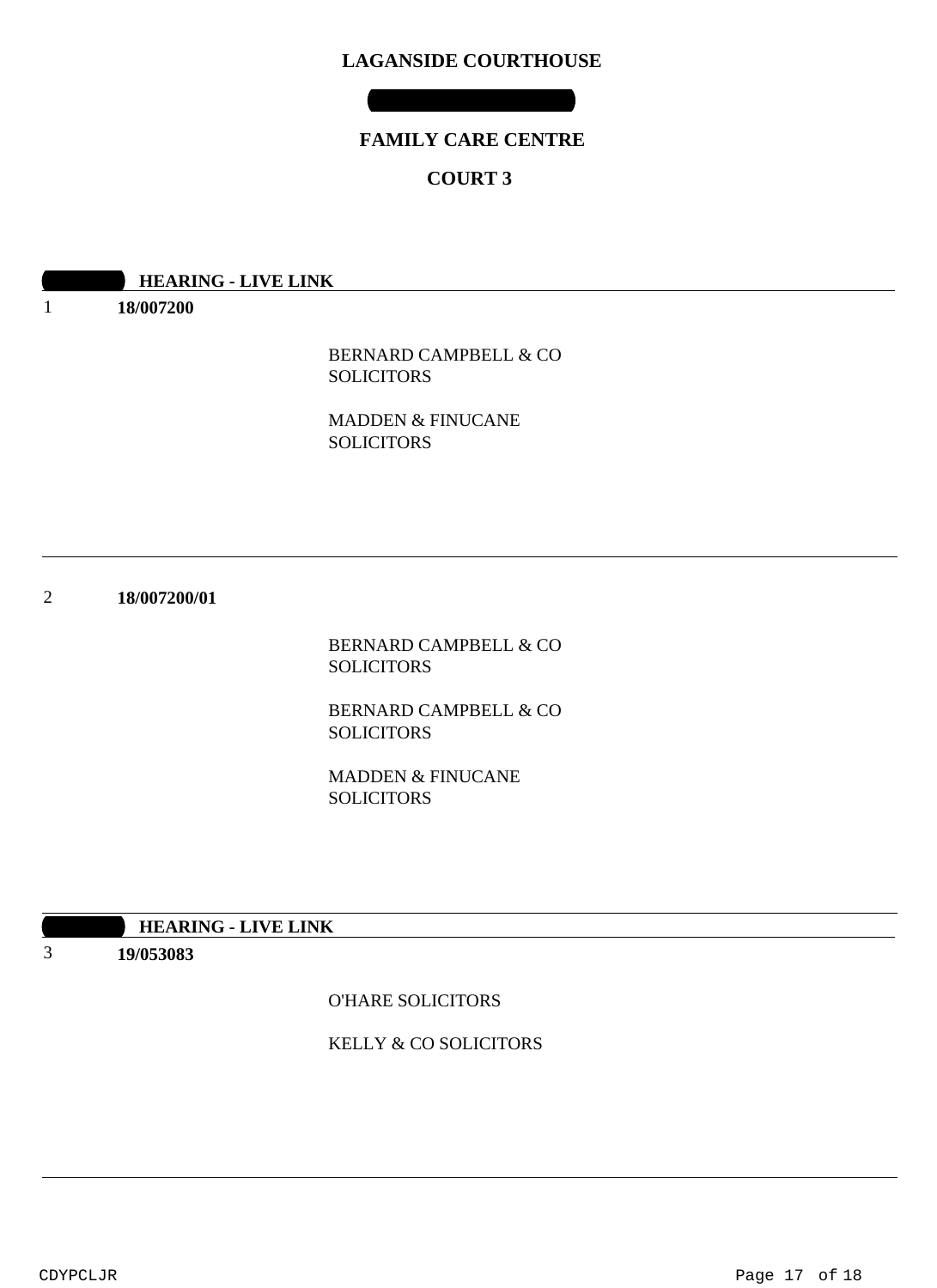# LAGANSIDE COURTHOUSE

## FAMILY CARE CENTRE

## COURT 3

**HEARING - LIVE LINK**

1 **18/007200**

BERNARD CAMPBELL & CO SOLICITORS

MADDEN & FINUCANE SOLICITORS

---

2 **18/007200/01**

BERNARD CAMPBELL & CO SOLICITORS

BERNARD CAMPBELL & CO SOLICITORS

MADDEN & FINUCANE SOLICITORS

---

**HEARING - LIVE LINK**

3 **19/053083**

O'HARE SOLICITORS

KELLY & CO SOLICITORS

---

CDYPCLJR